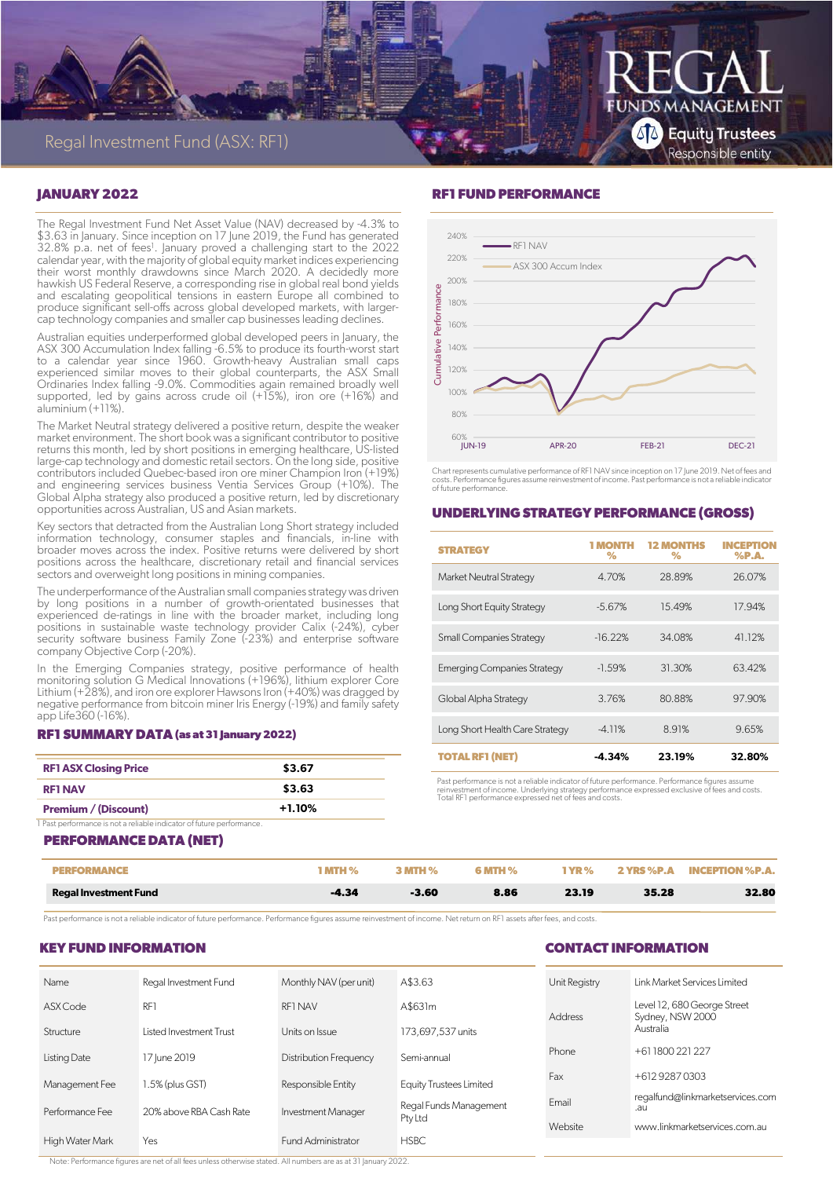# Regal Investment Fund (ASX: RF1)

## JANUARY 2022

The Regal Investment Fund Net Asset Value (NAV) decreased by -4.3% to $3.63 in January. Since inception on 17 June 2019, the Fund has generated 32.8% p.a. net of fees[1]. January proved a challenging start to the 2022 calendar year, with the majority of global equity market indices experiencing their worst monthly drawdowns since March 2020. A decidedly more hawkish US Federal Reserve, a corresponding rise in global real bond yields and escalating geopolitical tensions in eastern Europe all combined to produce significant sell-offs across global developed markets, with larger-cap technology companies and smaller cap businesses leading declines.

Australian equities underperformed global developed peers in January, the ASX 300 Accumulation Index falling -6.5% to produce its fourth-worst start to a calendar year since 1960. Growth-heavy Australian small caps experienced similar moves to their global counterparts, the ASX Small Ordinaries Index falling -9.0%. Commodities again remained broadly well supported, led by gains across crude oil (+15%), iron ore (+16%) and aluminium (+11%).

The Market Neutral strategy delivered a positive return, despite the weaker market environment. The short book was a significant contributor to positive returns this month, led by short positions in emerging healthcare, US-listed large-cap technology and domestic retail sectors. On the long side, positive contributors included Quebec-based iron ore miner Champion Iron (+19%) and engineering services business Ventia Services Group (+10%). The Global Alpha strategy also produced a positive return, led by discretionary opportunities across Australian, US and Asian markets.

Key sectors that detracted from the Australian Long Short strategy included information technology, consumer staples and financials, in-line with broader moves across the index. Positive returns were delivered by short positions across the healthcare, discretionary retail and financial services sectors and overweight long positions in mining companies.

The underperformance of the Australian small companies strategy was driven by long positions in a number of growth-orientated businesses that experienced de-ratings in line with the broader market, including long positions in sustainable waste technology provider Calix (-24%), cyber security software business Family Zone (-23%) and enterprise software company Objective Corp (-20%).

In the Emerging Companies strategy, positive performance of health monitoring solution G Medical Innovations (+196%), lithium explorer Core Lithium (+28%), and iron ore explorer Hawsons Iron (+40%) was dragged by negative performance from bitcoin miner Iris Energy (-19%) and family safety app Life360 (-16%).

## RF1 SUMMARY DATA (as at 31 January 2022)

| | |
|---|---|
| **RF1 ASX Closing Price** | **$3.67** |
| **RF1 NAV** | **$3.63** |
| **Premium / (Discount)** | **+1.10%** |

1 Past performance is not a reliable indicator of future performance.

## RF1 FUND PERFORMANCE

Chart represents cumulative performance of RF1 NAV since inception on 17 June 2019. Net of fees and costs. Performance figures assume reinvestment of income. Past performance is not a reliable indicator of future performance.

## UNDERLYING STRATEGY PERFORMANCE (GROSS)

| STRATEGY | 1 MONTH % | 12 MONTHS % | INCEPTION %P.A. |
|---|---|---|---|
| Market Neutral Strategy | 4.70% | 28.89% | 26.07% |
| Long Short Equity Strategy | -5.67% | 15.49% | 17.94% |
| Small Companies Strategy | -16.22% | 34.08% | 41.12% |
| Emerging Companies Strategy | -1.59% | 31.30% | 63.42% |
| Global Alpha Strategy | 3.76% | 80.88% | 97.90% |
| Long Short Health Care Strategy | -4.11% | 8.91% | 9.65% |
| **TOTAL RF1 (NET)** | **-4.34%** | **23.19%** | **32.80%** |

Past performance is not a reliable indicator of future performance. Performance figures assume reinvestment of income. Underlying strategy performance expressed exclusive of fees and costs. Total RF1 performance expressed net of fees and costs.

## PERFORMANCE DATA (NET)

| PERFORMANCE | 1 MTH % | 3 MTH % | 6 MTH % | 1 YR % | 2 YRS %P.A. | INCEPTION %P.A. |
|---|---|---|---|---|---|---|
| **Regal Investment Fund** | **-4.34** | **-3.60** | **8.86** | **23.19** | **35.28** | **32.80** |

Past performance is not a reliable indicator of future performance. Performance figures assume reinvestment of income. Net return on RF1 assets after fees, and costs.

## KEY FUND INFORMATION

| | | | |
|---|---|---|---|
| Name | Regal Investment Fund | Monthly NAV (per unit) | A$3.63 |
| ASX Code | RF1 | RF1 NAV | A$631m |
| Structure | Listed Investment Trust | Units on Issue | 173,697,537 units |
| Listing Date | 17 June 2019 | Distribution Frequency | Semi-annual |
| Management Fee | 1.5% (plus GST) | Responsible Entity | Equity Trustees Limited |
| Performance Fee | 20% above RBA Cash Rate | Investment Manager | Regal Funds Management Pty Ltd |
| High Water Mark | Yes | Fund Administrator | HSBC |

Note: Performance figures are net of all fees unless otherwise stated. All numbers are as at 31 January 2022.

## CONTACT INFORMATION

| | |
|---|---|
| Unit Registry | Link Market Services Limited |
| Address | Level 12, 680 George Street Sydney, NSW 2000 Australia |
| Phone | +61 1800 221 227 |
| Fax | +612 9287 0303 |
| Email | regalfund@linkmarketservices.com.au |
| Website | www.linkmarketservices.com.au |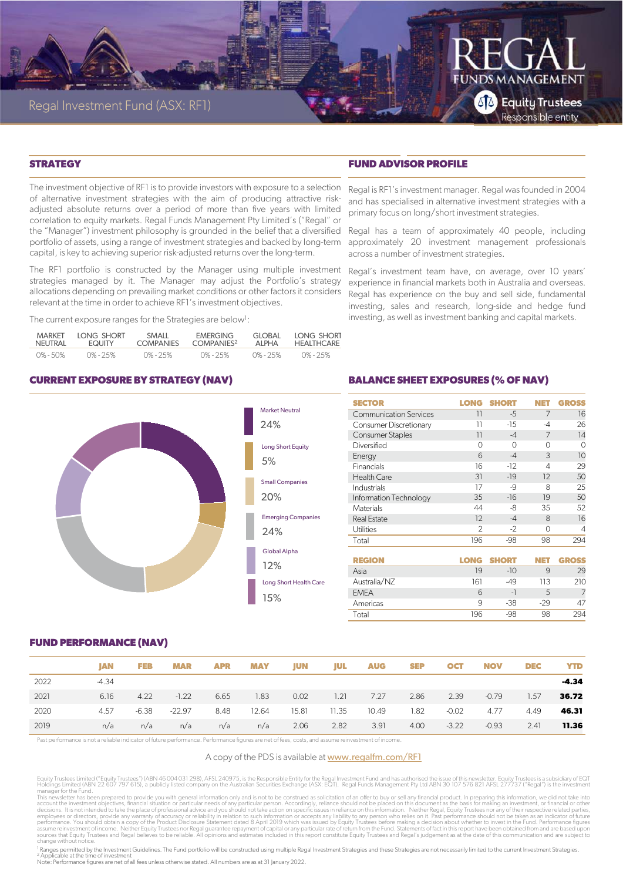Regal Investment Fund (ASX: RF1)

REGAL FUNDS MANAGEMENT

Equity Trustees Responsible entity

## STRATEGY

The investment objective of RF1 is to provide investors with exposure to a selection of alternative investment strategies with the aim of producing attractive risk-adjusted absolute returns over a period of more than five years with limited correlation to equity markets. Regal Funds Management Pty Limited's ("Regal" or the "Manager") investment philosophy is grounded in the belief that a diversified portfolio of assets, using a range of investment strategies and backed by long-term capital, is key to achieving superior risk-adjusted returns over the long-term.

The RF1 portfolio is constructed by the Manager using multiple investment strategies managed by it. The Manager may adjust the Portfolio's strategy allocations depending on prevailing market conditions or other factors it considers relevant at the time in order to achieve RF1's investment objectives.

The current exposure ranges for the Strategies are below[1]:

| MARKET NEUTRAL | LONG SHORT EQUITY | SMALL COMPANIES | EMERGING COMPANIES[2] | GLOBAL ALPHA | LONG SHORT HEALTHCARE |
|---|---|---|---|---|---|
| 0% - 50% | 0% - 25% | 0% - 25% | 0% - 25% | 0% - 25% | 0% - 25% |

## FUND ADVISOR PROFILE

Regal is RF1's investment manager. Regal was founded in 2004 and has specialised in alternative investment strategies with a primary focus on long/short investment strategies.

Regal has a team of approximately 40 people, including approximately 20 investment management professionals across a number of investment strategies.

Regal's investment team have, on average, over 10 years' experience in financial markets both in Australia and overseas. Regal has experience on the buy and sell side, fundamental investing, sales and research, long-side and hedge fund investing, as well as investment banking and capital markets.

## CURRENT EXPOSURE BY STRATEGY (NAV)

Market Neutral
24%

Long Short Equity
5%

Small Companies
20%

Emerging Companies
24%

Global Alpha
12%

Long Short Health Care
15%

## BALANCE SHEET EXPOSURES (% OF NAV)

| SECTOR | LONG | SHORT | NET | GROSS |
|---|---|---|---|---|
| Communication Services | 11 | -5 | 7 | 16 |
| Consumer Discretionary | 11 | -15 | -4 | 26 |
| Consumer Staples | 11 | -4 | 7 | 14 |
| Diversified | 0 | 0 | 0 | 0 |
| Energy | 6 | -4 | 3 | 10 |
| Financials | 16 | -12 | 4 | 29 |
| Health Care | 31 | -19 | 12 | 50 |
| Industrials | 17 | -9 | 8 | 25 |
| Information Technology | 35 | -16 | 19 | 50 |
| Materials | 44 | -8 | 35 | 52 |
| Real Estate | 12 | -4 | 8 | 16 |
| Utilities | 2 | -2 | 0 | 4 |
| Total | 196 | -98 | 98 | 294 |

| REGION | LONG | SHORT | NET | GROSS |
|---|---|---|---|---|
| Asia | 19 | -10 | 9 | 29 |
| Australia/NZ | 161 | -49 | 113 | 210 |
| EMEA | 6 | -1 | 5 | 7 |
| Americas | 9 | -38 | -29 | 47 |
| Total | 196 | -98 | 98 | 294 |

## FUND PERFORMANCE (NAV)

| | JAN | FEB | MAR | APR | MAY | JUN | JUL | AUG | SEP | OCT | NOV | DEC | YTD |
|---|---|---|---|---|---|---|---|---|---|---|---|---|---|
| 2022 | -4.34 | | | | | | | | | | | | **-4.34** |
| 2021 | 6.16 | 4.22 | -1.22 | 6.65 | 1.83 | 0.02 | 1.21 | 7.27 | 2.86 | 2.39 | -0.79 | 1.57 | **36.72** |
| 2020 | 4.57 | -6.38 | -22.97 | 8.48 | 12.64 | 15.81 | 11.35 | 10.49 | 1.82 | -0.02 | 4.77 | 4.49 | **46.31** |
| 2019 | n/a | n/a | n/a | n/a | n/a | 2.06 | 2.82 | 3.91 | 4.00 | -3.22 | -0.93 | 2.41 | **11.36** |

Past performance is not a reliable indicator of future performance. Performance figures are net of fees, costs, and assume reinvestment of income.

A copy of the PDS is available at www.regalfm.com/RF1

Equity Trustees Limited ("Equity Trustees") (ABN 46 004 031 298), AFSL 240975, is the Responsible Entity for the Regal Investment Fund and has authorised the issue of this newsletter. Equity Trustees is a subsidiary of EQT Holdings Limited (ABN 22 607 797 615), a publicly listed company on the Australian Securities Exchange (ASX: EQT). Regal Funds Management Pty Ltd ABN 30 107 576 821 AFSL 277737 ("Regal") is the investment manager for the Fund.
This newsletter has been prepared to provide you with general information only and is not to be construed as solicitation of an offer to buy or sell any financial product. In preparing this information, we did not take into account the investment objectives, financial situation or particular needs of any particular person. Accordingly, reliance should not be placed on this document as the basis for making an investment, or financial or other decisions. It is not intended to take the place of professional advice and you should not take action on specific issues in reliance on this information. Neither Regal, Equity Trustees nor any of their respective related parties, employees or directors, provide any warranty of accuracy or reliability in relation to such information or accepts any liability to any person who relies on it. Past performance should not be taken as an indicator of future performance. You should obtain a copy of the Product Disclosure Statement dated 8 April 2019 which was issued by Equity Trustees before making a decision about whether to invest in the Fund. Performance figures assume reinvestment of income. Neither Equity Trustees nor Regal guarantee repayment of capital or any particular rate of return from the Fund. Statements of fact in this report have been obtained from and are based upon sources that Equity Trustees and Regal believes to be reliable. All opinions and estimates included in this report constitute Equity Trustees and Regal's judgement as at the date of this communication and are subject to change without notice.

[1] Ranges permitted by the Investment Guidelines. The Fund portfolio will be constructed using multiple Regal Investment Strategies and these Strategies are not necessarily limited to the current Investment Strategies.
[2] Applicable at the time of investment
Note: Performance figures are net of all fees unless otherwise stated. All numbers are as at 31 January 2022.